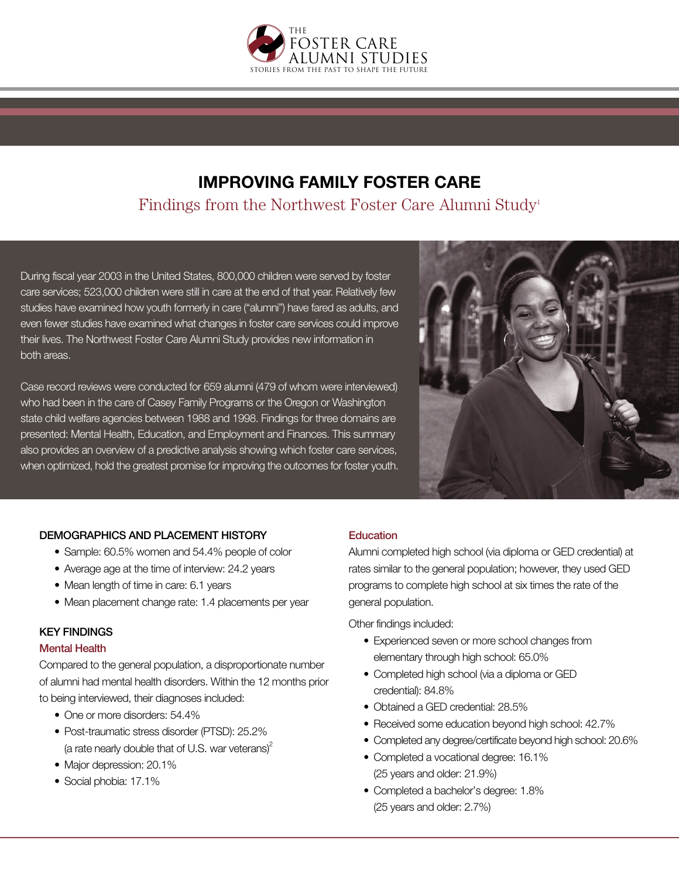THE FOSTER CARE ALUMNI STUDIES

STORIES FROM THE PAST TO SHAPE THE FUTURE

# IMPROVING FAMILY FOSTER CARE

## Findings from the Northwest Foster Care Alumni Study[1]

During fiscal year 2003 in the United States, 800,000 children were served by foster care services; 523,000 children were still in care at the end of that year. Relatively few studies have examined how youth formerly in care ("alumni") have fared as adults, and even fewer studies have examined what changes in foster care services could improve their lives. The Northwest Foster Care Alumni Study provides new information in both areas.

Case record reviews were conducted for 659 alumni (479 of whom were interviewed) who had been in the care of Casey Family Programs or the Oregon or Washington state child welfare agencies between 1988 and 1998. Findings for three domains are presented: Mental Health, Education, and Employment and Finances. This summary also provides an overview of a predictive analysis showing which foster care services, when optimized, hold the greatest promise for improving the outcomes for foster youth.

### DEMOGRAPHICS AND PLACEMENT HISTORY

- Sample: 60.5% women and 54.4% people of color
- Average age at the time of interview: 24.2 years
- Mean length of time in care: 6.1 years
- Mean placement change rate: 1.4 placements per year

### KEY FINDINGS

#### Mental Health

Compared to the general population, a disproportionate number of alumni had mental health disorders. Within the 12 months prior to being interviewed, their diagnoses included:

- One or more disorders: 54.4%
- Post-traumatic stress disorder (PTSD): 25.2% (a rate nearly double that of U.S. war veterans)[2]
- Major depression: 20.1%
- Social phobia: 17.1%

#### Education

Alumni completed high school (via diploma or GED credential) at rates similar to the general population; however, they used GED programs to complete high school at six times the rate of the general population.

Other findings included:

- Experienced seven or more school changes from elementary through high school: 65.0%
- Completed high school (via a diploma or GED credential): 84.8%
- Obtained a GED credential: 28.5%
- Received some education beyond high school: 42.7%
- Completed any degree/certificate beyond high school: 20.6%
- Completed a vocational degree: 16.1% (25 years and older: 21.9%)
- Completed a bachelor's degree: 1.8% (25 years and older: 2.7%)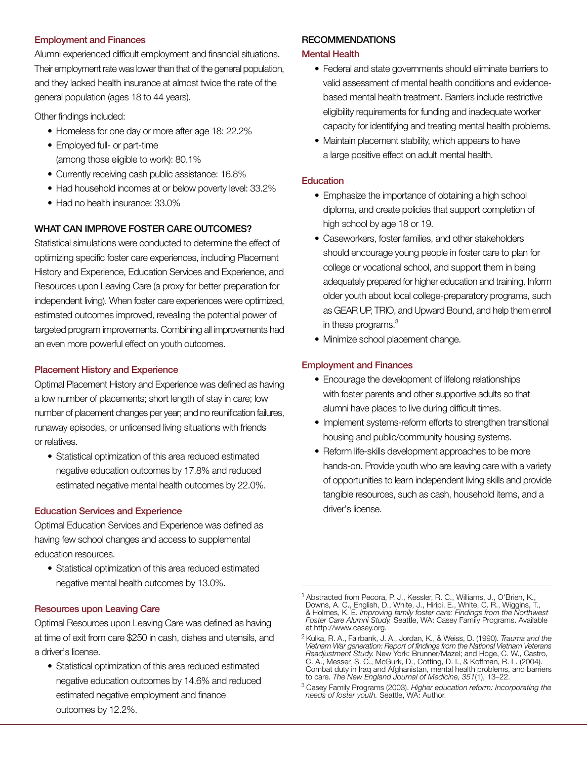### Employment and Finances

Alumni experienced difficult employment and financial situations. Their employment rate was lower than that of the general population, and they lacked health insurance at almost twice the rate of the general population (ages 18 to 44 years).

Other findings included:

- Homeless for one day or more after age 18: 22.2%
- Employed full- or part-time (among those eligible to work): 80.1%
- Currently receiving cash public assistance: 16.8%
- Had household incomes at or below poverty level: 33.2%
- Had no health insurance: 33.0%

## WHAT CAN IMPROVE FOSTER CARE OUTCOMES?

Statistical simulations were conducted to determine the effect of optimizing specific foster care experiences, including Placement History and Experience, Education Services and Experience, and Resources upon Leaving Care (a proxy for better preparation for independent living). When foster care experiences were optimized, estimated outcomes improved, revealing the potential power of targeted program improvements. Combining all improvements had an even more powerful effect on youth outcomes.

### Placement History and Experience

Optimal Placement History and Experience was defined as having a low number of placements; short length of stay in care; low number of placement changes per year; and no reunification failures, runaway episodes, or unlicensed living situations with friends or relatives.

- Statistical optimization of this area reduced estimated negative education outcomes by 17.8% and reduced estimated negative mental health outcomes by 22.0%.

### Education Services and Experience

Optimal Education Services and Experience was defined as having few school changes and access to supplemental education resources.

- Statistical optimization of this area reduced estimated negative mental health outcomes by 13.0%.

### Resources upon Leaving Care

Optimal Resources upon Leaving Care was defined as having at time of exit from care $250 in cash, dishes and utensils, and a driver's license.

- Statistical optimization of this area reduced estimated negative education outcomes by 14.6% and reduced estimated negative employment and finance outcomes by 12.2%.

## RECOMMENDATIONS

### Mental Health

- Federal and state governments should eliminate barriers to valid assessment of mental health conditions and evidence-based mental health treatment. Barriers include restrictive eligibility requirements for funding and inadequate worker capacity for identifying and treating mental health problems.
- Maintain placement stability, which appears to have a large positive effect on adult mental health.

### Education

- Emphasize the importance of obtaining a high school diploma, and create policies that support completion of high school by age 18 or 19.
- Caseworkers, foster families, and other stakeholders should encourage young people in foster care to plan for college or vocational school, and support them in being adequately prepared for higher education and training. Inform older youth about local college-preparatory programs, such as GEAR UP, TRIO, and Upward Bound, and help them enroll in these programs.[3]
- Minimize school placement change.

### Employment and Finances

- Encourage the development of lifelong relationships with foster parents and other supportive adults so that alumni have places to live during difficult times.
- Implement systems-reform efforts to strengthen transitional housing and public/community housing systems.
- Reform life-skills development approaches to be more hands-on. Provide youth who are leaving care with a variety of opportunities to learn independent living skills and provide tangible resources, such as cash, household items, and a driver's license.

---

[1] Abstracted from Pecora, P. J., Kessler, R. C., Williams, J., O'Brien, K., Downs, A. C., English, D., White, J., Hiripi, E., White, C. R., Wiggins, T., & Holmes, K. E. *Improving family foster care: Findings from the Northwest Foster Care Alumni Study.* Seattle, WA: Casey Family Programs. Available at http://www.casey.org.

[2] Kulka, R. A., Fairbank, J. A., Jordan, K., & Weiss, D. (1990). *Trauma and the Vietnam War generation: Report of findings from the National Vietnam Veterans Readjustment Study.* New York: Brunner/Mazel; and Hoge, C. W., Castro, C. A., Messer, S. C., McGurk, D., Cotting, D. I., & Koffman, R. L. (2004). Combat duty in Iraq and Afghanistan, mental health problems, and barriers to care. *The New England Journal of Medicine, 351*(1), 13–22.

[3] Casey Family Programs (2003). *Higher education reform: Incorporating the needs of foster youth.* Seattle, WA: Author.